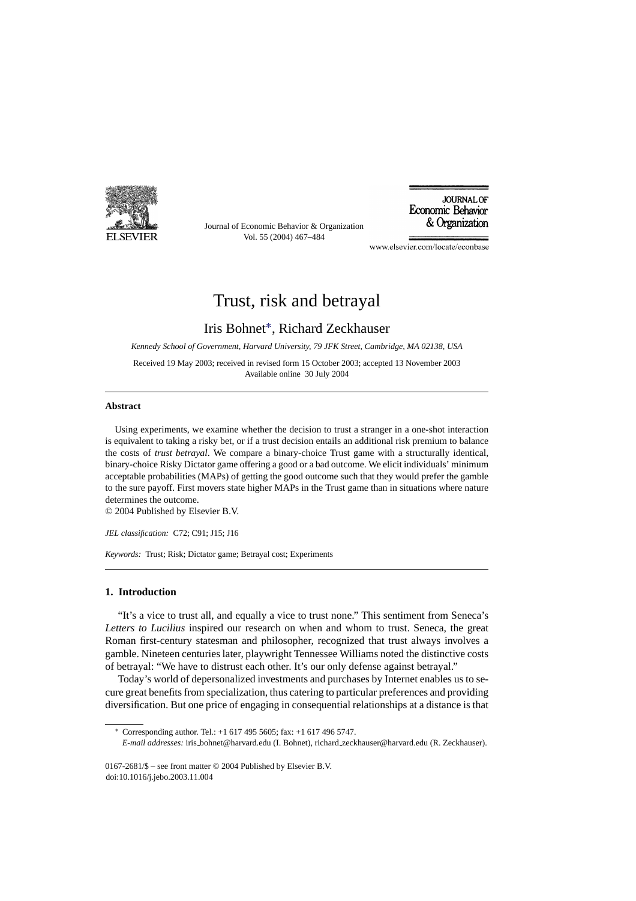# Trust, risk and betrayal

Iris Bohnet*, Richard Zeckhauser

*Kennedy School of Government, Harvard University, 79 JFK Street, Cambridge, MA 02138, USA*

Received 19 May 2003; received in revised form 15 October 2003; accepted 13 November 2003
Available online 30 July 2004

## Abstract

Using experiments, we examine whether the decision to trust a stranger in a one-shot interaction is equivalent to taking a risky bet, or if a trust decision entails an additional risk premium to balance the costs of *trust betrayal*. We compare a binary-choice Trust game with a structurally identical, binary-choice Risky Dictator game offering a good or a bad outcome. We elicit individuals' minimum acceptable probabilities (MAPs) of getting the good outcome such that they would prefer the gamble to the sure payoff. First movers state higher MAPs in the Trust game than in situations where nature determines the outcome.

© 2004 Published by Elsevier B.V.

*JEL classification:* C72; C91; J15; J16

*Keywords:* Trust; Risk; Dictator game; Betrayal cost; Experiments

## 1. Introduction

"It's a vice to trust all, and equally a vice to trust none." This sentiment from Seneca's *Letters to Lucilius* inspired our research on when and whom to trust. Seneca, the great Roman first-century statesman and philosopher, recognized that trust always involves a gamble. Nineteen centuries later, playwright Tennessee Williams noted the distinctive costs of betrayal: "We have to distrust each other. It's our only defense against betrayal."

Today's world of depersonalized investments and purchases by Internet enables us to secure great benefits from specialization, thus catering to particular preferences and providing diversification. But one price of engaging in consequential relationships at a distance is that

---

* Corresponding author. Tel.: +1 617 495 5605; fax: +1 617 496 5747.
*E-mail addresses:* iris_bohnet@harvard.edu (I. Bohnet), richard_zeckhauser@harvard.edu (R. Zeckhauser).

0167-2681/$ – see front matter © 2004 Published by Elsevier B.V.
doi:10.1016/j.jebo.2003.11.004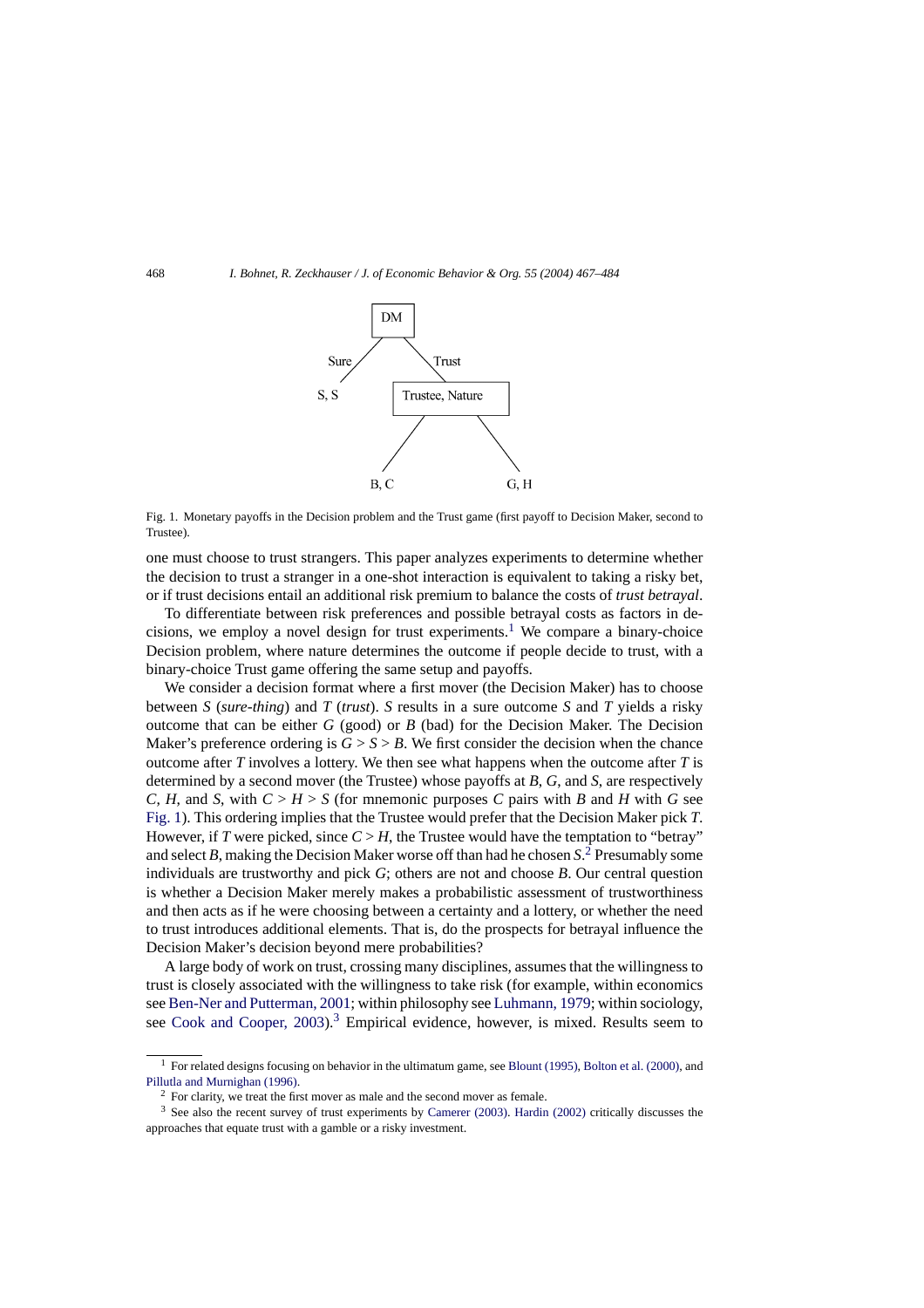DM

Sure

Trust

S, S

Trustee, Nature

B, C

G, H

Fig. 1. Monetary payoffs in the Decision problem and the Trust game (first payoff to Decision Maker, second to Trustee).

one must choose to trust strangers. This paper analyzes experiments to determine whether the decision to trust a stranger in a one-shot interaction is equivalent to taking a risky bet, or if trust decisions entail an additional risk premium to balance the costs of *trust betrayal*.

To differentiate between risk preferences and possible betrayal costs as factors in decisions, we employ a novel design for trust experiments.[1] We compare a binary-choice Decision problem, where nature determines the outcome if people decide to trust, with a binary-choice Trust game offering the same setup and payoffs.

We consider a decision format where a first mover (the Decision Maker) has to choose between $S$ (*sure-thing*) and $T$ (*trust*). $S$ results in a sure outcome $S$ and $T$ yields a risky outcome that can be either $G$ (good) or $B$ (bad) for the Decision Maker. The Decision Maker's preference ordering is $G > S > B$. We first consider the decision when the chance outcome after $T$ involves a lottery. We then see what happens when the outcome after $T$ is determined by a second mover (the Trustee) whose payoffs at $B$, $G$, and $S$, are respectively $C$, $H$, and $S$, with $C > H > S$ (for mnemonic purposes $C$ pairs with $B$ and $H$ with $G$ see Fig. 1). This ordering implies that the Trustee would prefer that the Decision Maker pick $T$. However, if $T$ were picked, since $C > H$, the Trustee would have the temptation to "betray" and select $B$, making the Decision Maker worse off than had he chosen $S$.[2] Presumably some individuals are trustworthy and pick $G$; others are not and choose $B$. Our central question is whether a Decision Maker merely makes a probabilistic assessment of trustworthiness and then acts as if he were choosing between a certainty and a lottery, or whether the need to trust introduces additional elements. That is, do the prospects for betrayal influence the Decision Maker's decision beyond mere probabilities?

A large body of work on trust, crossing many disciplines, assumes that the willingness to trust is closely associated with the willingness to take risk (for example, within economics see Ben-Ner and Putterman, 2001; within philosophy see Luhmann, 1979; within sociology, see Cook and Cooper, 2003).[3] Empirical evidence, however, is mixed. Results seem to

[1] For related designs focusing on behavior in the ultimatum game, see Blount (1995), Bolton et al. (2000), and Pillutla and Murnighan (1996).

[2] For clarity, we treat the first mover as male and the second mover as female.

[3] See also the recent survey of trust experiments by Camerer (2003). Hardin (2002) critically discusses the approaches that equate trust with a gamble or a risky investment.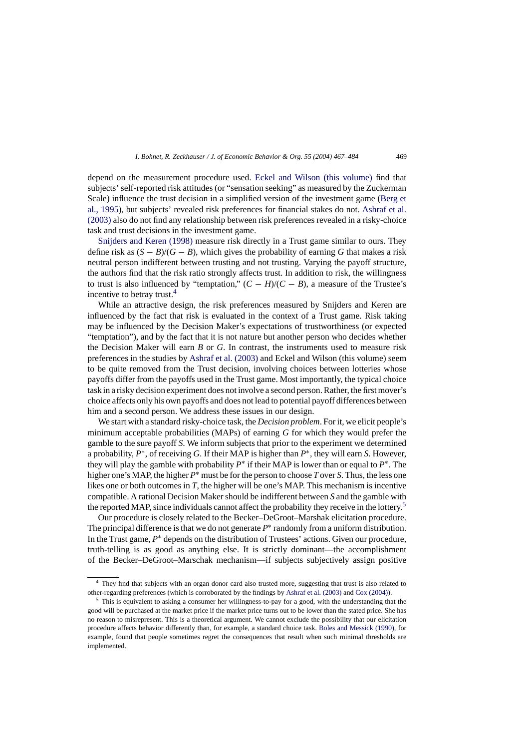depend on the measurement procedure used. Eckel and Wilson (this volume) find that subjects' self-reported risk attitudes (or "sensation seeking" as measured by the Zuckerman Scale) influence the trust decision in a simplified version of the investment game (Berg et al., 1995), but subjects' revealed risk preferences for financial stakes do not. Ashraf et al. (2003) also do not find any relationship between risk preferences revealed in a risky-choice task and trust decisions in the investment game.

Snijders and Keren (1998) measure risk directly in a Trust game similar to ours. They define risk as $(S - B)/(G - B)$, which gives the probability of earning $G$ that makes a risk neutral person indifferent between trusting and not trusting. Varying the payoff structure, the authors find that the risk ratio strongly affects trust. In addition to risk, the willingness to trust is also influenced by "temptation," $(C - H)/(C - B)$, a measure of the Trustee's incentive to betray trust.[4]

While an attractive design, the risk preferences measured by Snijders and Keren are influenced by the fact that risk is evaluated in the context of a Trust game. Risk taking may be influenced by the Decision Maker's expectations of trustworthiness (or expected "temptation"), and by the fact that it is not nature but another person who decides whether the Decision Maker will earn $B$ or $G$. In contrast, the instruments used to measure risk preferences in the studies by Ashraf et al. (2003) and Eckel and Wilson (this volume) seem to be quite removed from the Trust decision, involving choices between lotteries whose payoffs differ from the payoffs used in the Trust game. Most importantly, the typical choice task in a risky decision experiment does not involve a second person. Rather, the first mover's choice affects only his own payoffs and does not lead to potential payoff differences between him and a second person. We address these issues in our design.

We start with a standard risky-choice task, the *Decision problem*. For it, we elicit people's minimum acceptable probabilities (MAPs) of earning $G$ for which they would prefer the gamble to the sure payoff $S$. We inform subjects that prior to the experiment we determined a probability, $P^*$, of receiving $G$. If their MAP is higher than $P^*$, they will earn $S$. However, they will play the gamble with probability $P^*$ if their MAP is lower than or equal to $P^*$. The higher one's MAP, the higher $P^*$ must be for the person to choose $T$ over $S$. Thus, the less one likes one or both outcomes in $T$, the higher will be one's MAP. This mechanism is incentive compatible. A rational Decision Maker should be indifferent between $S$ and the gamble with the reported MAP, since individuals cannot affect the probability they receive in the lottery.[5]

Our procedure is closely related to the Becker–DeGroot–Marshak elicitation procedure. The principal difference is that we do not generate $P^*$ randomly from a uniform distribution. In the Trust game, $P^*$ depends on the distribution of Trustees' actions. Given our procedure, truth-telling is as good as anything else. It is strictly dominant—the accomplishment of the Becker–DeGroot–Marschak mechanism—if subjects subjectively assign positive

---

[4] They find that subjects with an organ donor card also trusted more, suggesting that trust is also related to other-regarding preferences (which is corroborated by the findings by Ashraf et al. (2003) and Cox (2004)).

[5] This is equivalent to asking a consumer her willingness-to-pay for a good, with the understanding that the good will be purchased at the market price if the market price turns out to be lower than the stated price. She has no reason to misrepresent. This is a theoretical argument. We cannot exclude the possibility that our elicitation procedure affects behavior differently than, for example, a standard choice task. Boles and Messick (1990), for example, found that people sometimes regret the consequences that result when such minimal thresholds are implemented.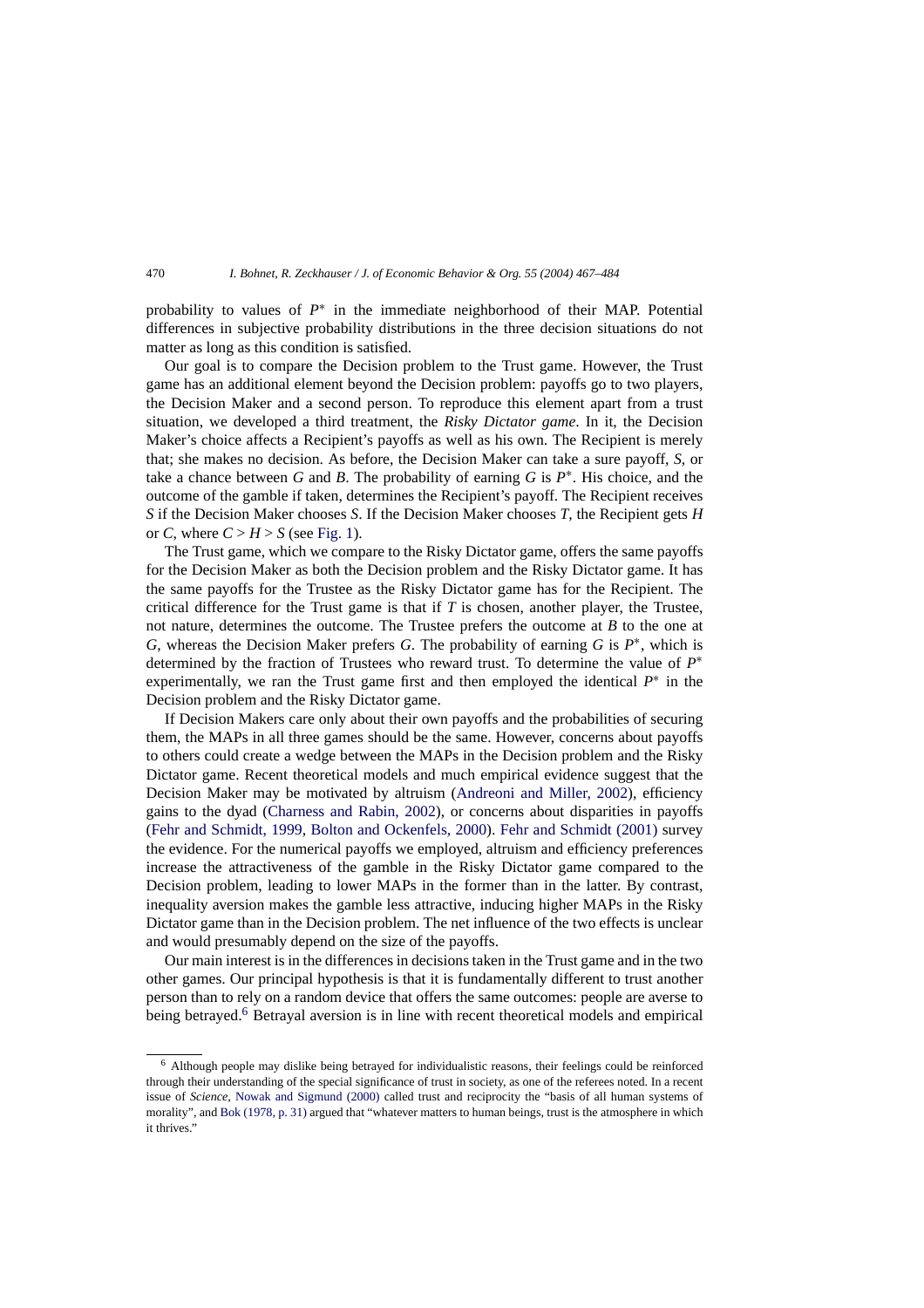probability to values of $P^*$ in the immediate neighborhood of their MAP. Potential differences in subjective probability distributions in the three decision situations do not matter as long as this condition is satisfied.

Our goal is to compare the Decision problem to the Trust game. However, the Trust game has an additional element beyond the Decision problem: payoffs go to two players, the Decision Maker and a second person. To reproduce this element apart from a trust situation, we developed a third treatment, the *Risky Dictator game*. In it, the Decision Maker's choice affects a Recipient's payoffs as well as his own. The Recipient is merely that; she makes no decision. As before, the Decision Maker can take a sure payoff, $S$, or take a chance between $G$ and $B$. The probability of earning $G$ is $P^*$. His choice, and the outcome of the gamble if taken, determines the Recipient's payoff. The Recipient receives $S$ if the Decision Maker chooses $S$. If the Decision Maker chooses $T$, the Recipient gets $H$ or $C$, where $C > H > S$ (see Fig. 1).

The Trust game, which we compare to the Risky Dictator game, offers the same payoffs for the Decision Maker as both the Decision problem and the Risky Dictator game. It has the same payoffs for the Trustee as the Risky Dictator game has for the Recipient. The critical difference for the Trust game is that if $T$ is chosen, another player, the Trustee, not nature, determines the outcome. The Trustee prefers the outcome at $B$ to the one at $G$, whereas the Decision Maker prefers $G$. The probability of earning $G$ is $P^*$, which is determined by the fraction of Trustees who reward trust. To determine the value of $P^*$ experimentally, we ran the Trust game first and then employed the identical $P^*$ in the Decision problem and the Risky Dictator game.

If Decision Makers care only about their own payoffs and the probabilities of securing them, the MAPs in all three games should be the same. However, concerns about payoffs to others could create a wedge between the MAPs in the Decision problem and the Risky Dictator game. Recent theoretical models and much empirical evidence suggest that the Decision Maker may be motivated by altruism (Andreoni and Miller, 2002), efficiency gains to the dyad (Charness and Rabin, 2002), or concerns about disparities in payoffs (Fehr and Schmidt, 1999, Bolton and Ockenfels, 2000). Fehr and Schmidt (2001) survey the evidence. For the numerical payoffs we employed, altruism and efficiency preferences increase the attractiveness of the gamble in the Risky Dictator game compared to the Decision problem, leading to lower MAPs in the former than in the latter. By contrast, inequality aversion makes the gamble less attractive, inducing higher MAPs in the Risky Dictator game than in the Decision problem. The net influence of the two effects is unclear and would presumably depend on the size of the payoffs.

Our main interest is in the differences in decisions taken in the Trust game and in the two other games. Our principal hypothesis is that it is fundamentally different to trust another person than to rely on a random device that offers the same outcomes: people are averse to being betrayed.[6] Betrayal aversion is in line with recent theoretical models and empirical

[6] Although people may dislike being betrayed for individualistic reasons, their feelings could be reinforced through their understanding of the special significance of trust in society, as one of the referees noted. In a recent issue of *Science*, Nowak and Sigmund (2000) called trust and reciprocity the "basis of all human systems of morality", and Bok (1978, p. 31) argued that "whatever matters to human beings, trust is the atmosphere in which it thrives."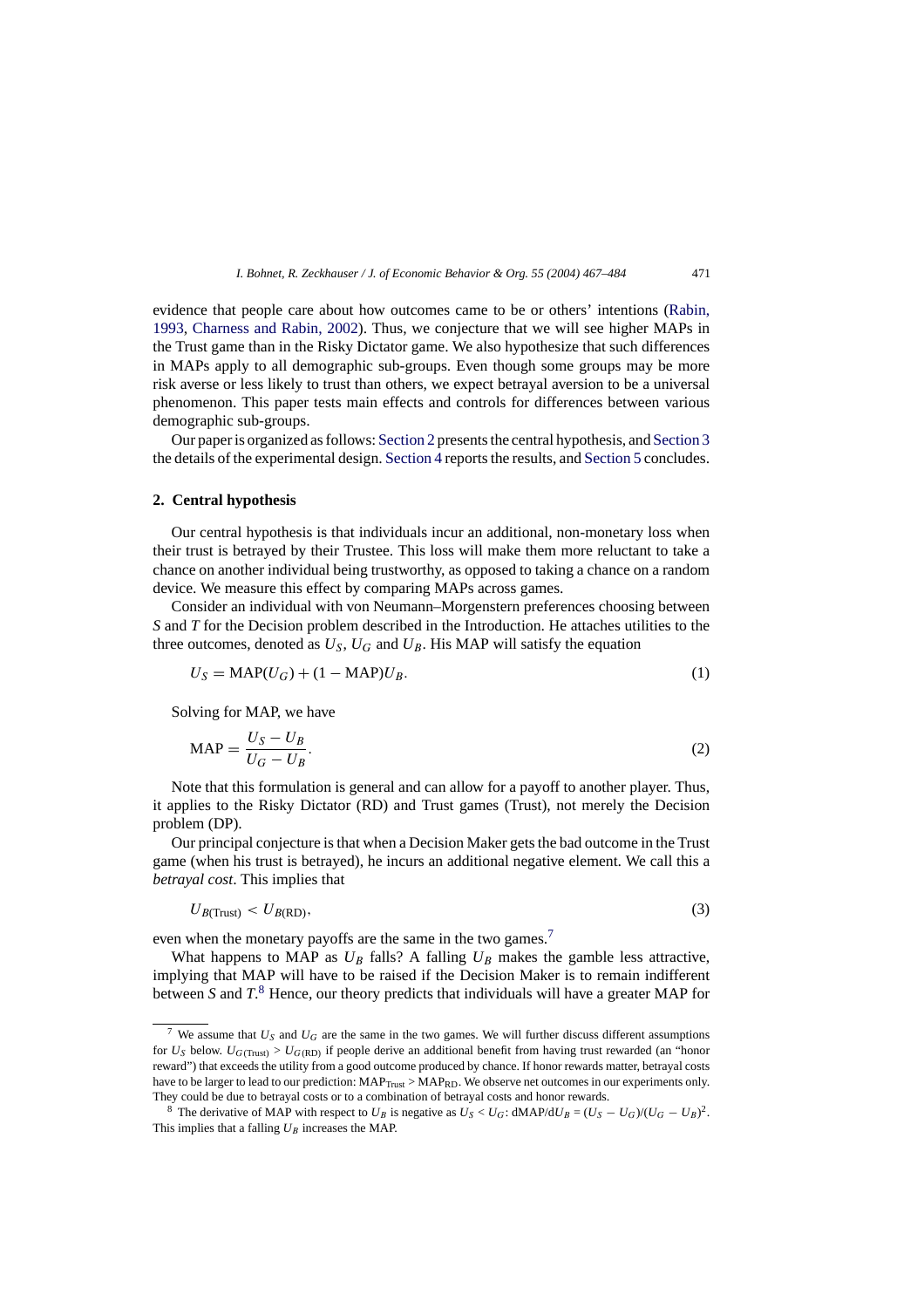evidence that people care about how outcomes came to be or others' intentions (Rabin, 1993, Charness and Rabin, 2002). Thus, we conjecture that we will see higher MAPs in the Trust game than in the Risky Dictator game. We also hypothesize that such differences in MAPs apply to all demographic sub-groups. Even though some groups may be more risk averse or less likely to trust than others, we expect betrayal aversion to be a universal phenomenon. This paper tests main effects and controls for differences between various demographic sub-groups.

Our paper is organized as follows: Section 2 presents the central hypothesis, and Section 3 the details of the experimental design. Section 4 reports the results, and Section 5 concludes.

## 2. Central hypothesis

Our central hypothesis is that individuals incur an additional, non-monetary loss when their trust is betrayed by their Trustee. This loss will make them more reluctant to take a chance on another individual being trustworthy, as opposed to taking a chance on a random device. We measure this effect by comparing MAPs across games.

Consider an individual with von Neumann–Morgenstern preferences choosing between *S* and *T* for the Decision problem described in the Introduction. He attaches utilities to the three outcomes, denoted as $U_S$, $U_G$ and $U_B$. His MAP will satisfy the equation

$$U_S = \text{MAP}(U_G) + (1 - \text{MAP})U_B. \tag{1}$$

Solving for MAP, we have

$$\text{MAP} = \frac{U_S - U_B}{U_G - U_B}. \tag{2}$$

Note that this formulation is general and can allow for a payoff to another player. Thus, it applies to the Risky Dictator (RD) and Trust games (Trust), not merely the Decision problem (DP).

Our principal conjecture is that when a Decision Maker gets the bad outcome in the Trust game (when his trust is betrayed), he incurs an additional negative element. We call this a *betrayal cost*. This implies that

$$U_{B(\text{Trust})} < U_{B(\text{RD})}, \tag{3}$$

even when the monetary payoffs are the same in the two games.[7]

What happens to MAP as $U_B$ falls? A falling $U_B$ makes the gamble less attractive, implying that MAP will have to be raised if the Decision Maker is to remain indifferent between *S* and *T*.[8] Hence, our theory predicts that individuals will have a greater MAP for

---

[7] We assume that $U_S$ and $U_G$ are the same in the two games. We will further discuss different assumptions for $U_S$ below. $U_{G(\text{Trust})} > U_{G(\text{RD})}$ if people derive an additional benefit from having trust rewarded (an "honor reward") that exceeds the utility from a good outcome produced by chance. If honor rewards matter, betrayal costs have to be larger to lead to our prediction: $\text{MAP}_{\text{Trust}} > \text{MAP}_{\text{RD}}$. We observe net outcomes in our experiments only. They could be due to betrayal costs or to a combination of betrayal costs and honor rewards.

[8] The derivative of MAP with respect to $U_B$ is negative as $U_S < U_G$: $\text{dMAP}/\text{d}U_B = (U_S - U_G)/(U_G - U_B)^2$. This implies that a falling $U_B$ increases the MAP.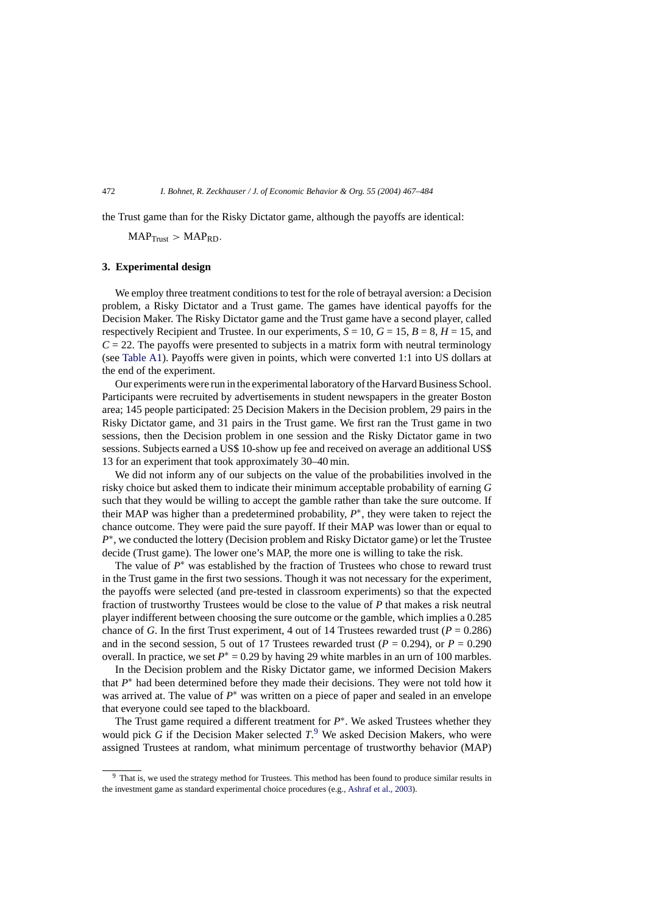the Trust game than for the Risky Dictator game, although the payoffs are identical:

$$\text{MAP}_{\text{Trust}} > \text{MAP}_{\text{RD}}.$$

### 3. Experimental design

We employ three treatment conditions to test for the role of betrayal aversion: a Decision problem, a Risky Dictator and a Trust game. The games have identical payoffs for the Decision Maker. The Risky Dictator game and the Trust game have a second player, called respectively Recipient and Trustee. In our experiments, $S = 10$, $G = 15$, $B = 8$, $H = 15$, and $C = 22$. The payoffs were presented to subjects in a matrix form with neutral terminology (see Table A1). Payoffs were given in points, which were converted 1:1 into US dollars at the end of the experiment.

Our experiments were run in the experimental laboratory of the Harvard Business School. Participants were recruited by advertisements in student newspapers in the greater Boston area; 145 people participated: 25 Decision Makers in the Decision problem, 29 pairs in the Risky Dictator game, and 31 pairs in the Trust game. We first ran the Trust game in two sessions, then the Decision problem in one session and the Risky Dictator game in two sessions. Subjects earned a US$ 10-show up fee and received on average an additional US$ 13 for an experiment that took approximately 30–40 min.

We did not inform any of our subjects on the value of the probabilities involved in the risky choice but asked them to indicate their minimum acceptable probability of earning $G$ such that they would be willing to accept the gamble rather than take the sure outcome. If their MAP was higher than a predetermined probability, $P^*$, they were taken to reject the chance outcome. They were paid the sure payoff. If their MAP was lower than or equal to $P^*$, we conducted the lottery (Decision problem and Risky Dictator game) or let the Trustee decide (Trust game). The lower one's MAP, the more one is willing to take the risk.

The value of $P^*$ was established by the fraction of Trustees who chose to reward trust in the Trust game in the first two sessions. Though it was not necessary for the experiment, the payoffs were selected (and pre-tested in classroom experiments) so that the expected fraction of trustworthy Trustees would be close to the value of $P$ that makes a risk neutral player indifferent between choosing the sure outcome or the gamble, which implies a 0.285 chance of $G$. In the first Trust experiment, 4 out of 14 Trustees rewarded trust ($P = 0.286$) and in the second session, 5 out of 17 Trustees rewarded trust ($P = 0.294$), or $P = 0.290$ overall. In practice, we set $P^* = 0.29$ by having 29 white marbles in an urn of 100 marbles.

In the Decision problem and the Risky Dictator game, we informed Decision Makers that $P^*$ had been determined before they made their decisions. They were not told how it was arrived at. The value of $P^*$ was written on a piece of paper and sealed in an envelope that everyone could see taped to the blackboard.

The Trust game required a different treatment for $P^*$. We asked Trustees whether they would pick $G$ if the Decision Maker selected $T$.[9] We asked Decision Makers, who were assigned Trustees at random, what minimum percentage of trustworthy behavior (MAP)

[9] That is, we used the strategy method for Trustees. This method has been found to produce similar results in the investment game as standard experimental choice procedures (e.g., Ashraf et al., 2003).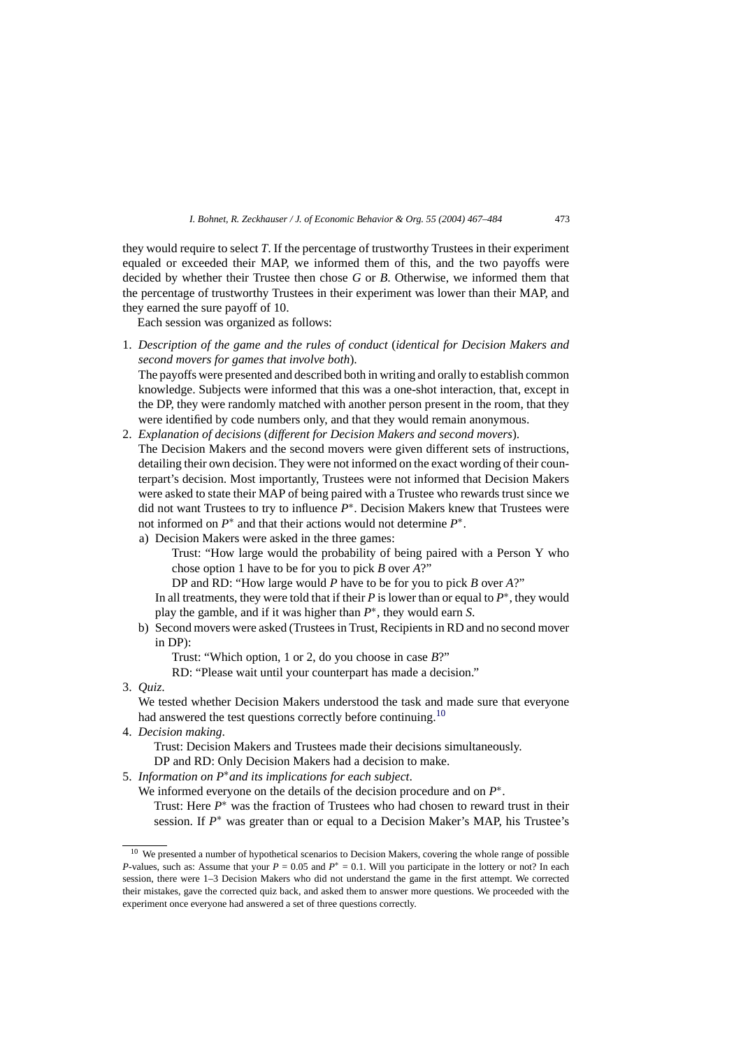they would require to select *T*. If the percentage of trustworthy Trustees in their experiment equaled or exceeded their MAP, we informed them of this, and the two payoffs were decided by whether their Trustee then chose *G* or *B*. Otherwise, we informed them that the percentage of trustworthy Trustees in their experiment was lower than their MAP, and they earned the sure payoff of 10.

Each session was organized as follows:

1. *Description of the game and the rules of conduct* (*identical for Decision Makers and second movers for games that involve both*).
   The payoffs were presented and described both in writing and orally to establish common knowledge. Subjects were informed that this was a one-shot interaction, that, except in the DP, they were randomly matched with another person present in the room, that they were identified by code numbers only, and that they would remain anonymous.
2. *Explanation of decisions* (*different for Decision Makers and second movers*).
   The Decision Makers and the second movers were given different sets of instructions, detailing their own decision. They were not informed on the exact wording of their counterpart's decision. Most importantly, Trustees were not informed that Decision Makers were asked to state their MAP of being paired with a Trustee who rewards trust since we did not want Trustees to try to influence $P^*$. Decision Makers knew that Trustees were not informed on $P^*$ and that their actions would not determine $P^*$.
   a) Decision Makers were asked in the three games:
      Trust: "How large would the probability of being paired with a Person Y who chose option 1 have to be for you to pick *B* over *A*?"
      DP and RD: "How large would *P* have to be for you to pick *B* over *A*?"
      In all treatments, they were told that if their *P* is lower than or equal to $P^*$, they would play the gamble, and if it was higher than $P^*$, they would earn *S*.
   b) Second movers were asked (Trustees in Trust, Recipients in RD and no second mover in DP):
      Trust: "Which option, 1 or 2, do you choose in case *B*?"
      RD: "Please wait until your counterpart has made a decision."
3. *Quiz*.
   We tested whether Decision Makers understood the task and made sure that everyone had answered the test questions correctly before continuing.[10]
4. *Decision making*.
   Trust: Decision Makers and Trustees made their decisions simultaneously.
   DP and RD: Only Decision Makers had a decision to make.
5. *Information on $P^*$ and its implications for each subject*.
   We informed everyone on the details of the decision procedure and on $P^*$.
   Trust: Here $P^*$ was the fraction of Trustees who had chosen to reward trust in their session. If $P^*$ was greater than or equal to a Decision Maker's MAP, his Trustee's

[10] We presented a number of hypothetical scenarios to Decision Makers, covering the whole range of possible *P*-values, such as: Assume that your $P = 0.05$ and $P^* = 0.1$. Will you participate in the lottery or not? In each session, there were 1–3 Decision Makers who did not understand the game in the first attempt. We corrected their mistakes, gave the corrected quiz back, and asked them to answer more questions. We proceeded with the experiment once everyone had answered a set of three questions correctly.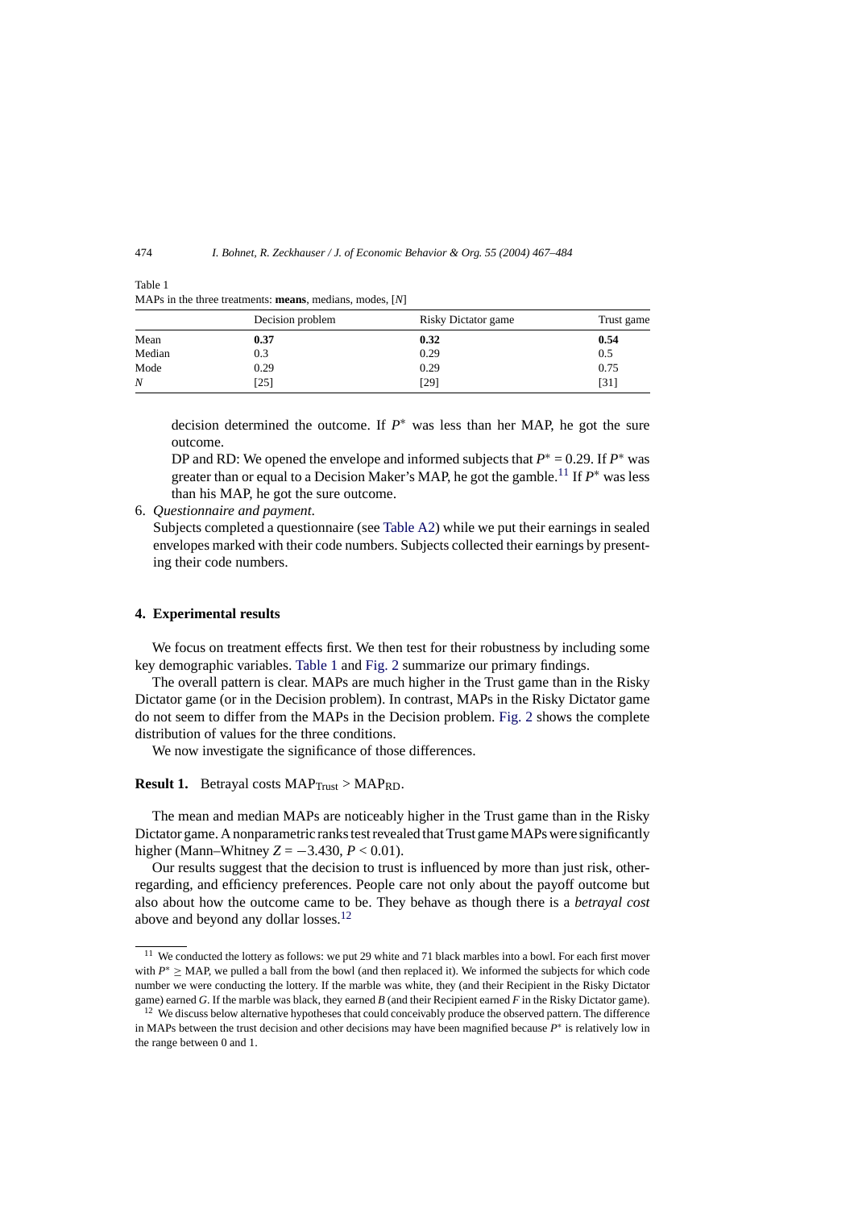Table 1

MAPs in the three treatments: **means**, medians, modes, [*N*]

| | Decision problem | Risky Dictator game | Trust game |
|---|---|---|---|
| Mean | **0.37** | **0.32** | **0.54** |
| Median | 0.3 | 0.29 | 0.5 |
| Mode | 0.29 | 0.29 | 0.75 |
| *N* | [25] | [29] | [31] |

decision determined the outcome. If $P^*$ was less than her MAP, he got the sure outcome.

DP and RD: We opened the envelope and informed subjects that $P^* = 0.29$. If $P^*$ was greater than or equal to a Decision Maker's MAP, he got the gamble.[11] If $P^*$ was less than his MAP, he got the sure outcome.

6. *Questionnaire and payment*.
   Subjects completed a questionnaire (see Table A2) while we put their earnings in sealed envelopes marked with their code numbers. Subjects collected their earnings by presenting their code numbers.

## 4. Experimental results

We focus on treatment effects first. We then test for their robustness by including some key demographic variables. Table 1 and Fig. 2 summarize our primary findings.

The overall pattern is clear. MAPs are much higher in the Trust game than in the Risky Dictator game (or in the Decision problem). In contrast, MAPs in the Risky Dictator game do not seem to differ from the MAPs in the Decision problem. Fig. 2 shows the complete distribution of values for the three conditions.

We now investigate the significance of those differences.

**Result 1.** Betrayal costs $\text{MAP}_{\text{Trust}} > \text{MAP}_{\text{RD}}$.

The mean and median MAPs are noticeably higher in the Trust game than in the Risky Dictator game. A nonparametric ranks test revealed that Trust game MAPs were significantly higher (Mann–Whitney $Z = -3.430$, $P < 0.01$).

Our results suggest that the decision to trust is influenced by more than just risk, other-regarding, and efficiency preferences. People care not only about the payoff outcome but also about how the outcome came to be. They behave as though there is a *betrayal cost* above and beyond any dollar losses.[12]

[11] We conducted the lottery as follows: we put 29 white and 71 black marbles into a bowl. For each first mover with $P^* \geq \text{MAP}$, we pulled a ball from the bowl (and then replaced it). We informed the subjects for which code number we were conducting the lottery. If the marble was white, they (and their Recipient in the Risky Dictator game) earned *G*. If the marble was black, they earned *B* (and their Recipient earned *F* in the Risky Dictator game).

[12] We discuss below alternative hypotheses that could conceivably produce the observed pattern. The difference in MAPs between the trust decision and other decisions may have been magnified because $P^*$ is relatively low in the range between 0 and 1.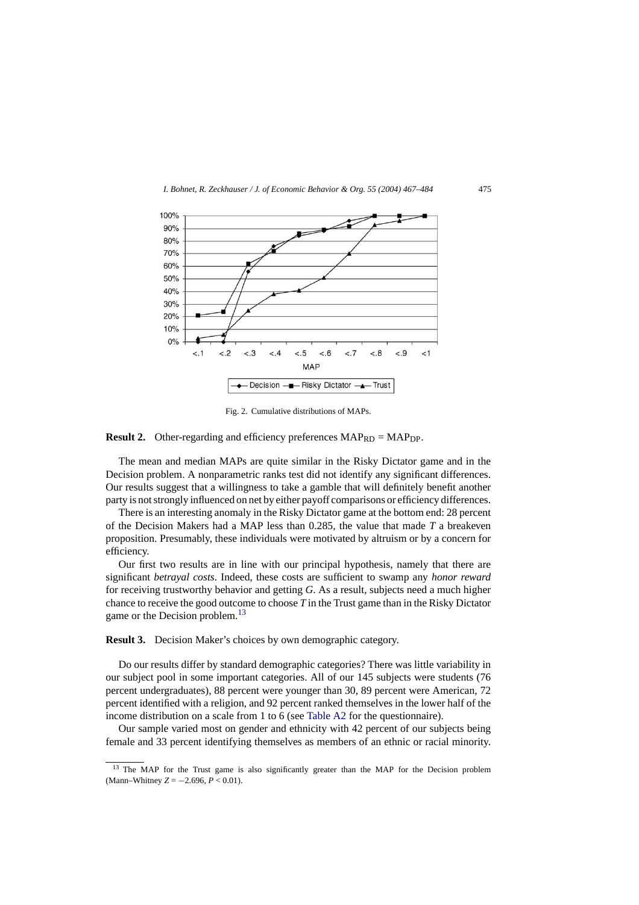Fig. 2. Cumulative distributions of MAPs.

**Result 2.** Other-regarding and efficiency preferences $\mathrm{MAP_{RD}} = \mathrm{MAP_{DP}}$.

The mean and median MAPs are quite similar in the Risky Dictator game and in the Decision problem. A nonparametric ranks test did not identify any significant differences. Our results suggest that a willingness to take a gamble that will definitely benefit another party is not strongly influenced on net by either payoff comparisons or efficiency differences.

There is an interesting anomaly in the Risky Dictator game at the bottom end: 28 percent of the Decision Makers had a MAP less than 0.285, the value that made $T$ a breakeven proposition. Presumably, these individuals were motivated by altruism or by a concern for efficiency.

Our first two results are in line with our principal hypothesis, namely that there are significant *betrayal costs*. Indeed, these costs are sufficient to swamp any *honor reward* for receiving trustworthy behavior and getting $G$. As a result, subjects need a much higher chance to receive the good outcome to choose $T$ in the Trust game than in the Risky Dictator game or the Decision problem.[13]

**Result 3.** Decision Maker's choices by own demographic category.

Do our results differ by standard demographic categories? There was little variability in our subject pool in some important categories. All of our 145 subjects were students (76 percent undergraduates), 88 percent were younger than 30, 89 percent were American, 72 percent identified with a religion, and 92 percent ranked themselves in the lower half of the income distribution on a scale from 1 to 6 (see Table A2 for the questionnaire).

Our sample varied most on gender and ethnicity with 42 percent of our subjects being female and 33 percent identifying themselves as members of an ethnic or racial minority.

[13] The MAP for the Trust game is also significantly greater than the MAP for the Decision problem (Mann–Whitney $Z = -2.696$, $P < 0.01$).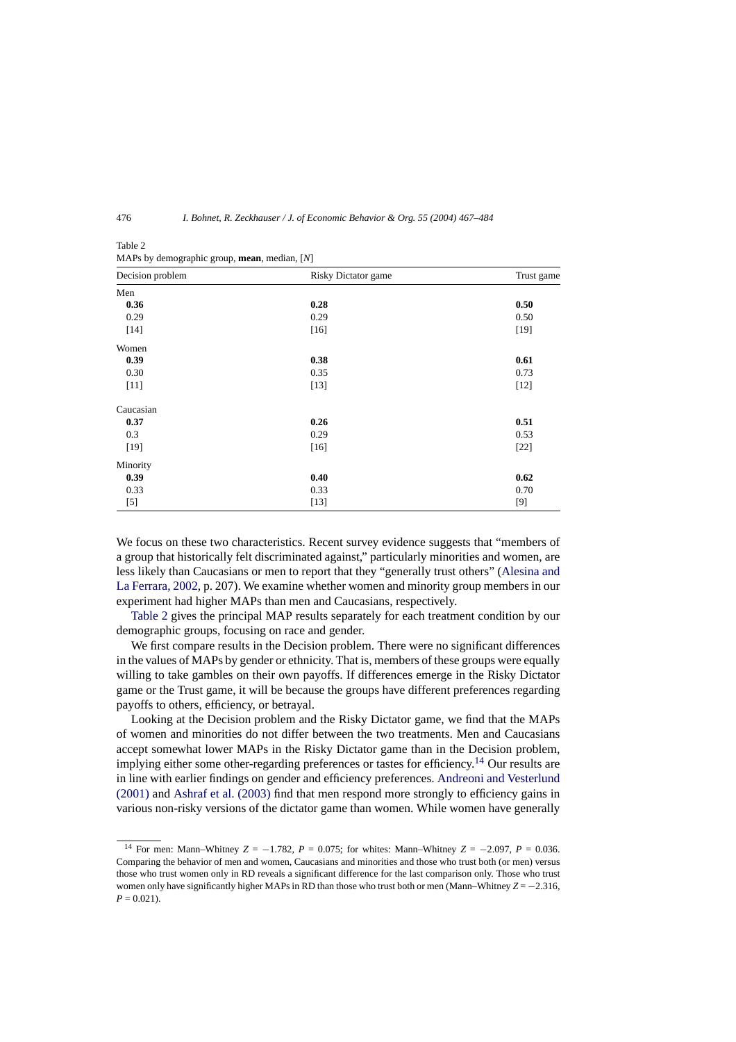Table 2
MAPs by demographic group, **mean**, median, [*N*]

| Decision problem | Risky Dictator game | Trust game |
|---|---|---|
| Men | | |
| **0.36** | **0.28** | **0.50** |
| 0.29 | 0.29 | 0.50 |
| [14] | [16] | [19] |
| Women | | |
| **0.39** | **0.38** | **0.61** |
| 0.30 | 0.35 | 0.73 |
| [11] | [13] | [12] |
| Caucasian | | |
| **0.37** | **0.26** | **0.51** |
| 0.3 | 0.29 | 0.53 |
| [19] | [16] | [22] |
| Minority | | |
| **0.39** | **0.40** | **0.62** |
| 0.33 | 0.33 | 0.70 |
| [5] | [13] | [9] |

We focus on these two characteristics. Recent survey evidence suggests that "members of a group that historically felt discriminated against," particularly minorities and women, are less likely than Caucasians or men to report that they "generally trust others" (Alesina and La Ferrara, 2002, p. 207). We examine whether women and minority group members in our experiment had higher MAPs than men and Caucasians, respectively.

Table 2 gives the principal MAP results separately for each treatment condition by our demographic groups, focusing on race and gender.

We first compare results in the Decision problem. There were no significant differences in the values of MAPs by gender or ethnicity. That is, members of these groups were equally willing to take gambles on their own payoffs. If differences emerge in the Risky Dictator game or the Trust game, it will be because the groups have different preferences regarding payoffs to others, efficiency, or betrayal.

Looking at the Decision problem and the Risky Dictator game, we find that the MAPs of women and minorities do not differ between the two treatments. Men and Caucasians accept somewhat lower MAPs in the Risky Dictator game than in the Decision problem, implying either some other-regarding preferences or tastes for efficiency.[14] Our results are in line with earlier findings on gender and efficiency preferences. Andreoni and Vesterlund (2001) and Ashraf et al. (2003) find that men respond more strongly to efficiency gains in various non-risky versions of the dictator game than women. While women have generally

[14] For men: Mann–Whitney $Z = -1.782$, $P = 0.075$; for whites: Mann–Whitney $Z = -2.097$, $P = 0.036$. Comparing the behavior of men and women, Caucasians and minorities and those who trust both (or men) versus those who trust women only in RD reveals a significant difference for the last comparison only. Those who trust women only have significantly higher MAPs in RD than those who trust both or men (Mann–Whitney $Z = -2.316$, $P = 0.021$).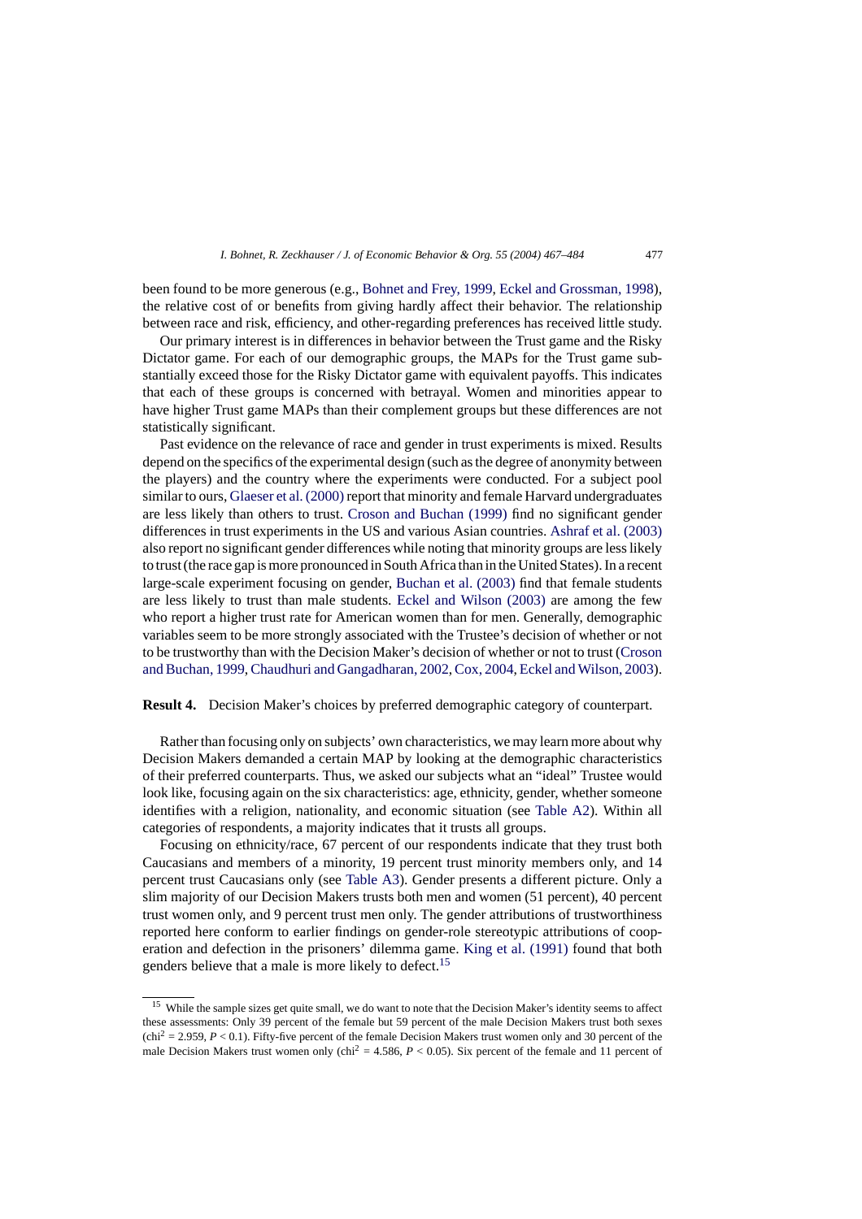been found to be more generous (e.g., Bohnet and Frey, 1999, Eckel and Grossman, 1998), the relative cost of or benefits from giving hardly affect their behavior. The relationship between race and risk, efficiency, and other-regarding preferences has received little study.

Our primary interest is in differences in behavior between the Trust game and the Risky Dictator game. For each of our demographic groups, the MAPs for the Trust game substantially exceed those for the Risky Dictator game with equivalent payoffs. This indicates that each of these groups is concerned with betrayal. Women and minorities appear to have higher Trust game MAPs than their complement groups but these differences are not statistically significant.

Past evidence on the relevance of race and gender in trust experiments is mixed. Results depend on the specifics of the experimental design (such as the degree of anonymity between the players) and the country where the experiments were conducted. For a subject pool similar to ours, Glaeser et al. (2000) report that minority and female Harvard undergraduates are less likely than others to trust. Croson and Buchan (1999) find no significant gender differences in trust experiments in the US and various Asian countries. Ashraf et al. (2003) also report no significant gender differences while noting that minority groups are less likely to trust (the race gap is more pronounced in South Africa than in the United States). In a recent large-scale experiment focusing on gender, Buchan et al. (2003) find that female students are less likely to trust than male students. Eckel and Wilson (2003) are among the few who report a higher trust rate for American women than for men. Generally, demographic variables seem to be more strongly associated with the Trustee's decision of whether or not to be trustworthy than with the Decision Maker's decision of whether or not to trust (Croson and Buchan, 1999, Chaudhuri and Gangadharan, 2002, Cox, 2004, Eckel and Wilson, 2003).

**Result 4.** Decision Maker's choices by preferred demographic category of counterpart.

Rather than focusing only on subjects' own characteristics, we may learn more about why Decision Makers demanded a certain MAP by looking at the demographic characteristics of their preferred counterparts. Thus, we asked our subjects what an "ideal" Trustee would look like, focusing again on the six characteristics: age, ethnicity, gender, whether someone identifies with a religion, nationality, and economic situation (see Table A2). Within all categories of respondents, a majority indicates that it trusts all groups.

Focusing on ethnicity/race, 67 percent of our respondents indicate that they trust both Caucasians and members of a minority, 19 percent trust minority members only, and 14 percent trust Caucasians only (see Table A3). Gender presents a different picture. Only a slim majority of our Decision Makers trusts both men and women (51 percent), 40 percent trust women only, and 9 percent trust men only. The gender attributions of trustworthiness reported here conform to earlier findings on gender-role stereotypic attributions of cooperation and defection in the prisoners' dilemma game. King et al. (1991) found that both genders believe that a male is more likely to defect.[15]

---

[15] While the sample sizes get quite small, we do want to note that the Decision Maker's identity seems to affect these assessments: Only 39 percent of the female but 59 percent of the male Decision Makers trust both sexes ($\text{chi}^2 = 2.959$, $P < 0.1$). Fifty-five percent of the female Decision Makers trust women only and 30 percent of the male Decision Makers trust women only ($\text{chi}^2 = 4.586$, $P < 0.05$). Six percent of the female and 11 percent of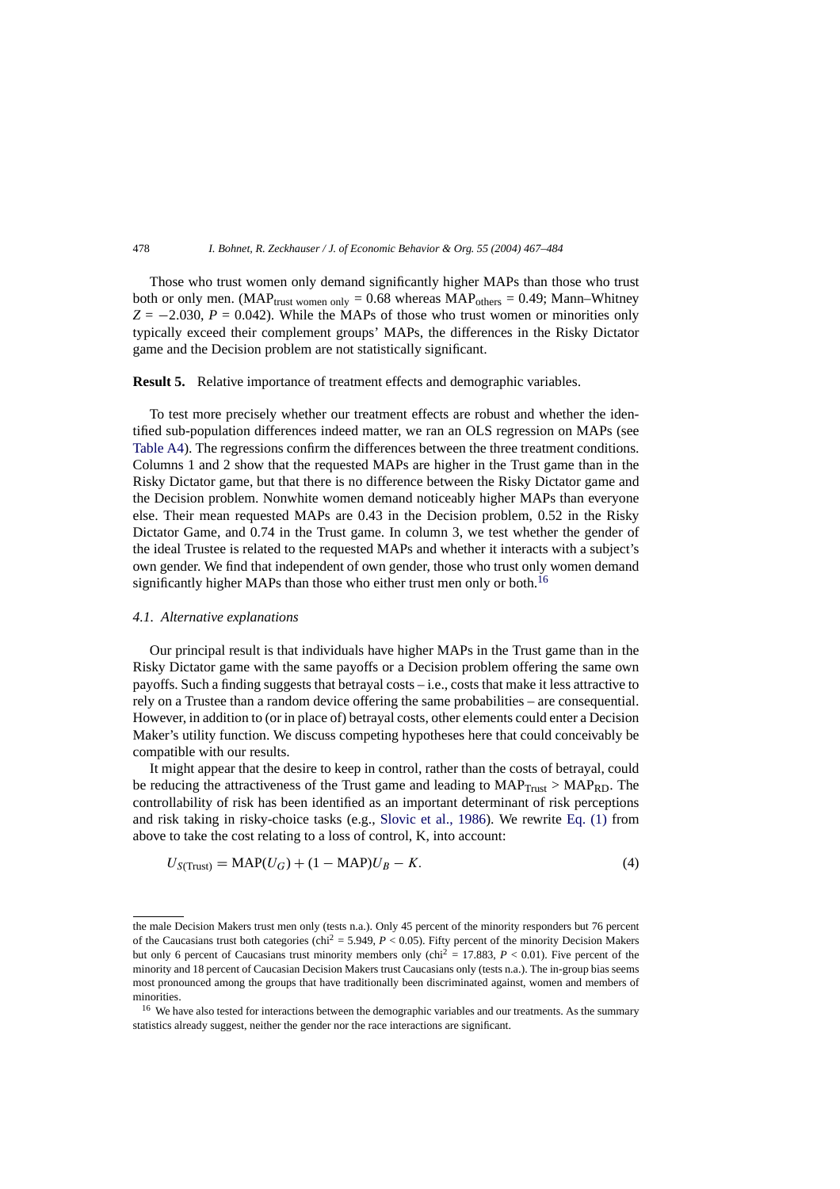Those who trust women only demand significantly higher MAPs than those who trust both or only men. ($MAP_{\text{trust women only}} = 0.68$ whereas $MAP_{\text{others}} = 0.49$; Mann–Whitney $Z = -2.030$, $P = 0.042$). While the MAPs of those who trust women or minorities only typically exceed their complement groups' MAPs, the differences in the Risky Dictator game and the Decision problem are not statistically significant.

**Result 5.** Relative importance of treatment effects and demographic variables.

To test more precisely whether our treatment effects are robust and whether the identified sub-population differences indeed matter, we ran an OLS regression on MAPs (see Table A4). The regressions confirm the differences between the three treatment conditions. Columns 1 and 2 show that the requested MAPs are higher in the Trust game than in the Risky Dictator game, but that there is no difference between the Risky Dictator game and the Decision problem. Nonwhite women demand noticeably higher MAPs than everyone else. Their mean requested MAPs are 0.43 in the Decision problem, 0.52 in the Risky Dictator Game, and 0.74 in the Trust game. In column 3, we test whether the gender of the ideal Trustee is related to the requested MAPs and whether it interacts with a subject's own gender. We find that independent of own gender, those who trust only women demand significantly higher MAPs than those who either trust men only or both.[16]

### 4.1. Alternative explanations

Our principal result is that individuals have higher MAPs in the Trust game than in the Risky Dictator game with the same payoffs or a Decision problem offering the same own payoffs. Such a finding suggests that betrayal costs – i.e., costs that make it less attractive to rely on a Trustee than a random device offering the same probabilities – are consequential. However, in addition to (or in place of) betrayal costs, other elements could enter a Decision Maker's utility function. We discuss competing hypotheses here that could conceivably be compatible with our results.

It might appear that the desire to keep in control, rather than the costs of betrayal, could be reducing the attractiveness of the Trust game and leading to $MAP_{\text{Trust}} > MAP_{\text{RD}}$. The controllability of risk has been identified as an important determinant of risk perceptions and risk taking in risky-choice tasks (e.g., Slovic et al., 1986). We rewrite Eq. (1) from above to take the cost relating to a loss of control, K, into account:

$$U_{S(\text{Trust})} = \text{MAP}(U_G) + (1 - \text{MAP})U_B - K. \tag{4}$$

---

the male Decision Makers trust men only (tests n.a.). Only 45 percent of the minority responders but 76 percent of the Caucasians trust both categories ($\text{chi}^2 = 5.949$, $P < 0.05$). Fifty percent of the minority Decision Makers but only 6 percent of Caucasians trust minority members only ($\text{chi}^2 = 17.883$, $P < 0.01$). Five percent of the minority and 18 percent of Caucasian Decision Makers trust Caucasians only (tests n.a.). The in-group bias seems most pronounced among the groups that have traditionally been discriminated against, women and members of minorities.

[16] We have also tested for interactions between the demographic variables and our treatments. As the summary statistics already suggest, neither the gender nor the race interactions are significant.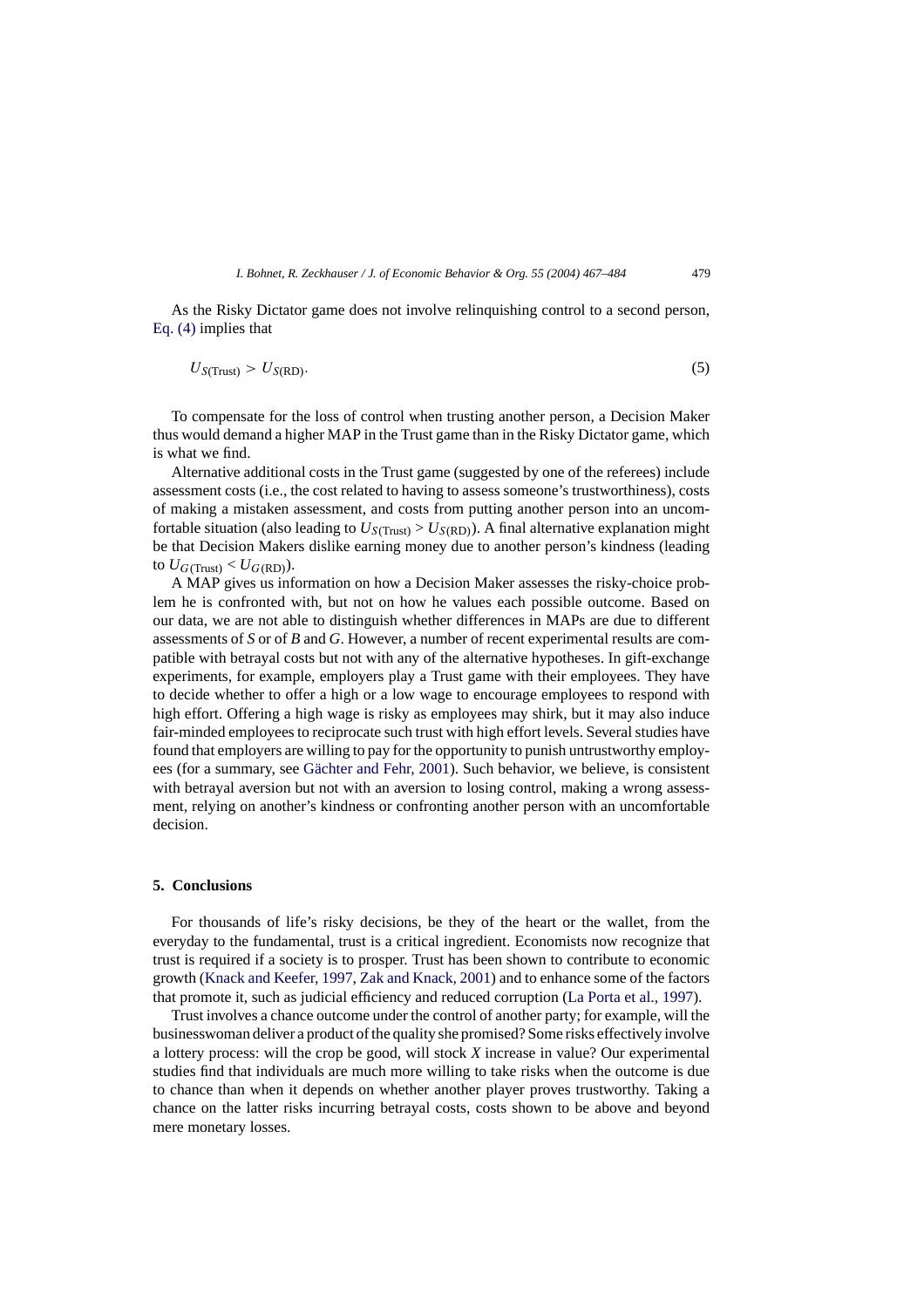As the Risky Dictator game does not involve relinquishing control to a second person, Eq. (4) implies that

$$U_{S(\text{Trust})} > U_{S(\text{RD})}. \tag{5}$$

To compensate for the loss of control when trusting another person, a Decision Maker thus would demand a higher MAP in the Trust game than in the Risky Dictator game, which is what we find.

Alternative additional costs in the Trust game (suggested by one of the referees) include assessment costs (i.e., the cost related to having to assess someone's trustworthiness), costs of making a mistaken assessment, and costs from putting another person into an uncomfortable situation (also leading to $U_{S(\text{Trust})} > U_{S(\text{RD})}$). A final alternative explanation might be that Decision Makers dislike earning money due to another person's kindness (leading to $U_{G(\text{Trust})} < U_{G(\text{RD})}$).

A MAP gives us information on how a Decision Maker assesses the risky-choice problem he is confronted with, but not on how he values each possible outcome. Based on our data, we are not able to distinguish whether differences in MAPs are due to different assessments of $S$ or of $B$ and $G$. However, a number of recent experimental results are compatible with betrayal costs but not with any of the alternative hypotheses. In gift-exchange experiments, for example, employers play a Trust game with their employees. They have to decide whether to offer a high or a low wage to encourage employees to respond with high effort. Offering a high wage is risky as employees may shirk, but it may also induce fair-minded employees to reciprocate such trust with high effort levels. Several studies have found that employers are willing to pay for the opportunity to punish untrustworthy employees (for a summary, see Gächter and Fehr, 2001). Such behavior, we believe, is consistent with betrayal aversion but not with an aversion to losing control, making a wrong assessment, relying on another's kindness or confronting another person with an uncomfortable decision.

## 5. Conclusions

For thousands of life's risky decisions, be they of the heart or the wallet, from the everyday to the fundamental, trust is a critical ingredient. Economists now recognize that trust is required if a society is to prosper. Trust has been shown to contribute to economic growth (Knack and Keefer, 1997, Zak and Knack, 2001) and to enhance some of the factors that promote it, such as judicial efficiency and reduced corruption (La Porta et al., 1997).

Trust involves a chance outcome under the control of another party; for example, will the businesswoman deliver a product of the quality she promised? Some risks effectively involve a lottery process: will the crop be good, will stock $X$ increase in value? Our experimental studies find that individuals are much more willing to take risks when the outcome is due to chance than when it depends on whether another player proves trustworthy. Taking a chance on the latter risks incurring betrayal costs, costs shown to be above and beyond mere monetary losses.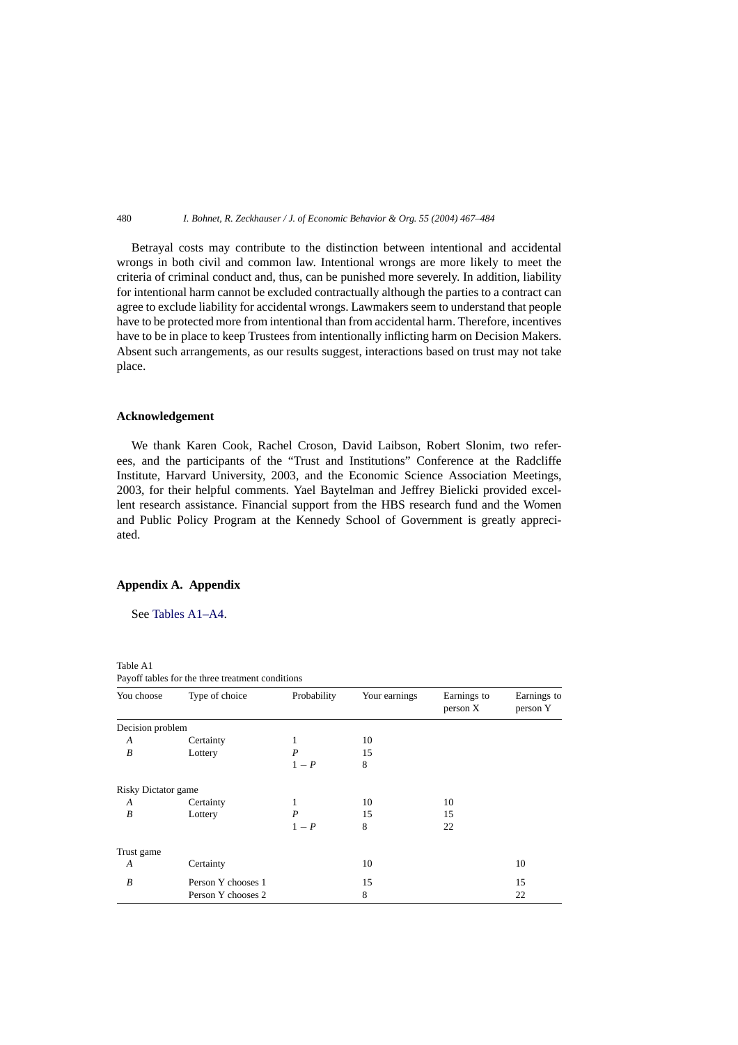Betrayal costs may contribute to the distinction between intentional and accidental wrongs in both civil and common law. Intentional wrongs are more likely to meet the criteria of criminal conduct and, thus, can be punished more severely. In addition, liability for intentional harm cannot be excluded contractually although the parties to a contract can agree to exclude liability for accidental wrongs. Lawmakers seem to understand that people have to be protected more from intentional than from accidental harm. Therefore, incentives have to be in place to keep Trustees from intentionally inflicting harm on Decision Makers. Absent such arrangements, as our results suggest, interactions based on trust may not take place.

## Acknowledgement

We thank Karen Cook, Rachel Croson, David Laibson, Robert Slonim, two referees, and the participants of the "Trust and Institutions" Conference at the Radcliffe Institute, Harvard University, 2003, and the Economic Science Association Meetings, 2003, for their helpful comments. Yael Baytelman and Jeffrey Bielicki provided excellent research assistance. Financial support from the HBS research fund and the Women and Public Policy Program at the Kennedy School of Government is greatly appreciated.

## Appendix A. Appendix

See Tables A1–A4.

Table A1
Payoff tables for the three treatment conditions

| You choose | Type of choice | Probability | Your earnings | Earnings to person X | Earnings to person Y |
|---|---|---|---|---|---|
| Decision problem | | | | | |
| *A* | Certainty | 1 | 10 | | |
| *B* | Lottery | $P$ | 15 | | |
| | | $1 - P$ | 8 | | |
| Risky Dictator game | | | | | |
| *A* | Certainty | 1 | 10 | 10 | |
| *B* | Lottery | $P$ | 15 | 15 | |
| | | $1 - P$ | 8 | 22 | |
| Trust game | | | | | |
| *A* | Certainty | | 10 | | 10 |
| *B* | Person Y chooses 1 | | 15 | | 15 |
| | Person Y chooses 2 | | 8 | | 22 |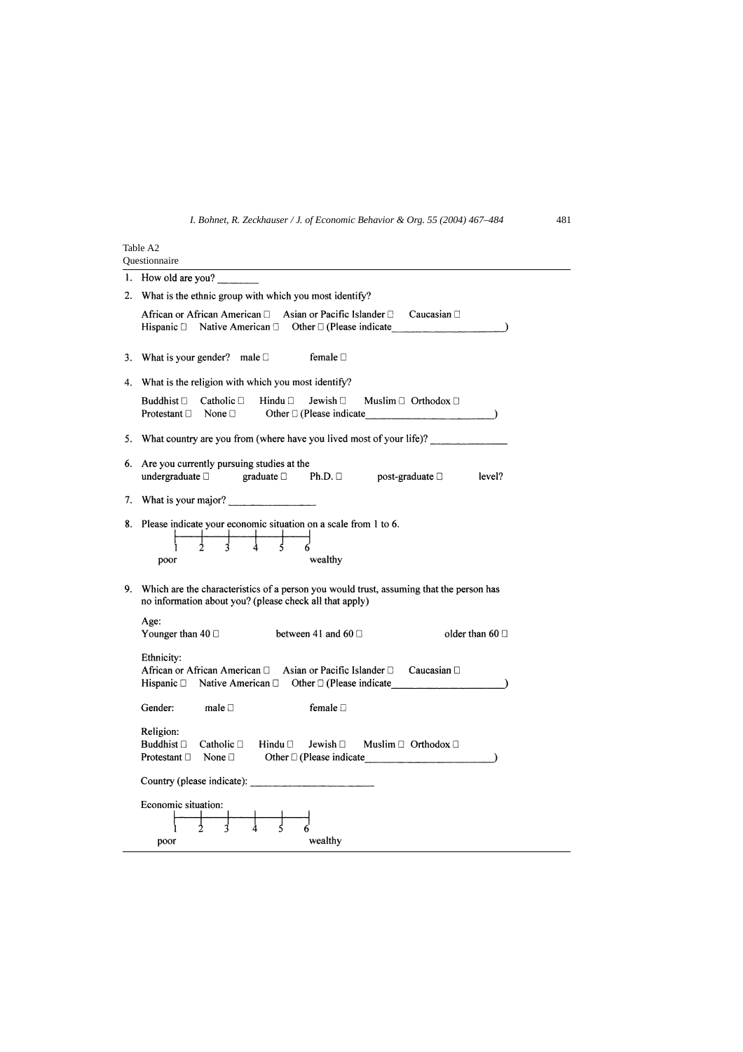Table A2
Questionnaire

1. How old are you? ________

2. What is the ethnic group with which you most identify?

   African or African American ☐ Asian or Pacific Islander ☐ Caucasian ☐
   Hispanic ☐ Native American ☐ Other ☐ (Please indicate____________________)

3. What is your gender? male ☐ female ☐

4. What is the religion with which you most identify?

   Buddhist ☐ Catholic ☐ Hindu ☐ Jewish ☐ Muslim ☐ Orthodox ☐
   Protestant ☐ None ☐ Other ☐ (Please indicate______________________)

5. What country are you from (where have you lived most of your life)? ______________

6. Are you currently pursuing studies at the
   undergraduate ☐ graduate ☐ Ph.D. ☐ post-graduate ☐ level?

7. What is your major? ________________

8. Please indicate your economic situation on a scale from 1 to 6.

   1 — 2 — 3 — 4 — 5 — 6
   poor ... wealthy

9. Which are the characteristics of a person you would trust, assuming that the person has no information about you? (please check all that apply)

   Age:
   Younger than 40 ☐ between 41 and 60 ☐ older than 60 ☐

   Ethnicity:
   African or African American ☐ Asian or Pacific Islander ☐ Caucasian ☐
   Hispanic ☐ Native American ☐ Other ☐ (Please indicate____________________)

   Gender: male ☐ female ☐

   Religion:
   Buddhist ☐ Catholic ☐ Hindu ☐ Jewish ☐ Muslim ☐ Orthodox ☐
   Protestant ☐ None ☐ Other ☐ (Please indicate______________________)

   Country (please indicate): ______________________

   Economic situation:

   1 — 2 — 3 — 4 — 5 — 6
   poor ... wealthy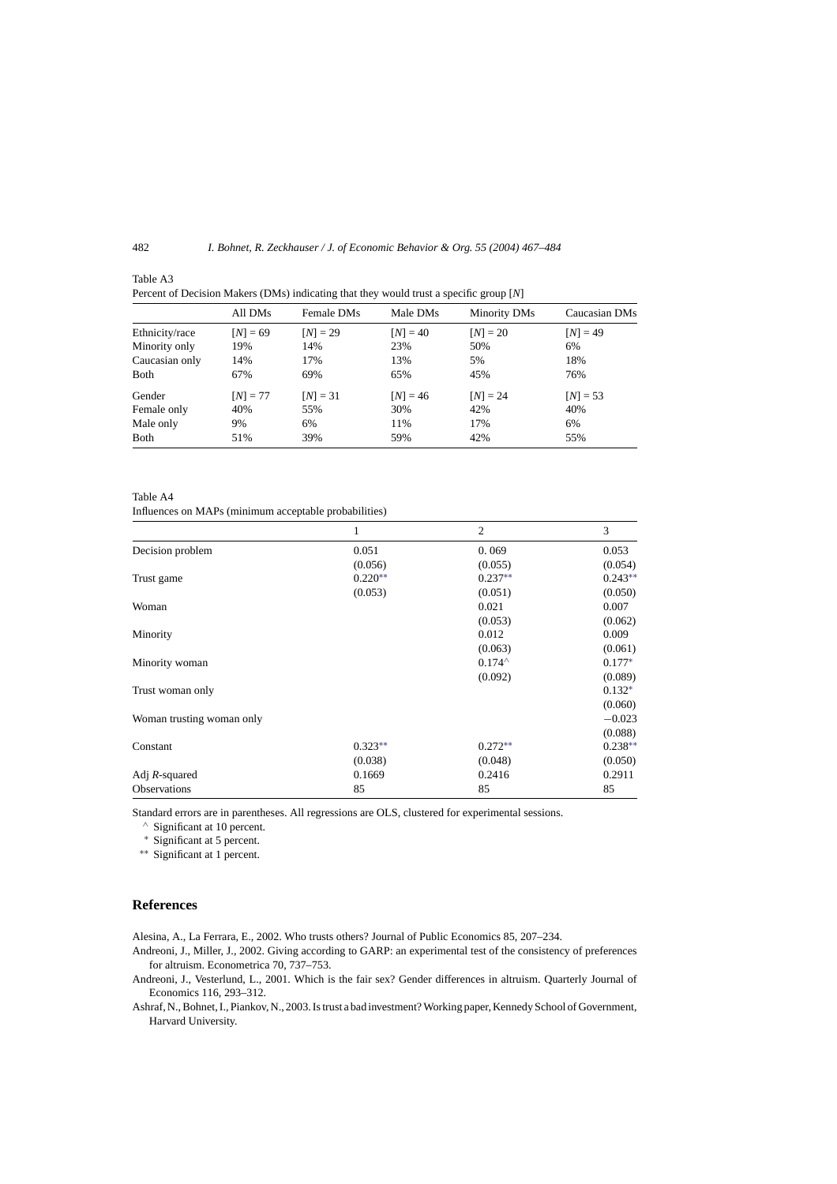Table A3

Percent of Decision Makers (DMs) indicating that they would trust a specific group [N]

| | All DMs | Female DMs | Male DMs | Minority DMs | Caucasian DMs |
|---|---|---|---|---|---|
| Ethnicity/race | [N] = 69 | [N] = 29 | [N] = 40 | [N] = 20 | [N] = 49 |
| Minority only | 19% | 14% | 23% | 50% | 6% |
| Caucasian only | 14% | 17% | 13% | 5% | 18% |
| Both | 67% | 69% | 65% | 45% | 76% |
| Gender | [N] = 77 | [N] = 31 | [N] = 46 | [N] = 24 | [N] = 53 |
| Female only | 40% | 55% | 30% | 42% | 40% |
| Male only | 9% | 6% | 11% | 17% | 6% |
| Both | 51% | 39% | 59% | 42% | 55% |

Table A4

Influences on MAPs (minimum acceptable probabilities)

| | 1 | 2 | 3 |
|---|---|---|---|
| Decision problem | 0.051 | 0. 069 | 0.053 |
| | (0.056) | (0.055) | (0.054) |
| Trust game | 0.220** | 0.237** | 0.243** |
| | (0.053) | (0.051) | (0.050) |
| Woman | | 0.021 | 0.007 |
| | | (0.053) | (0.062) |
| Minority | | 0.012 | 0.009 |
| | | (0.063) | (0.061) |
| Minority woman | | 0.174^ | 0.177* |
| | | (0.092) | (0.089) |
| Trust woman only | | | 0.132* |
| | | | (0.060) |
| Woman trusting woman only | | | −0.023 |
| | | | (0.088) |
| Constant | 0.323** | 0.272** | 0.238** |
| | (0.038) | (0.048) | (0.050) |
| Adj $R$-squared | 0.1669 | 0.2416 | 0.2911 |
| Observations | 85 | 85 | 85 |

Standard errors are in parentheses. All regressions are OLS, clustered for experimental sessions.

^ Significant at 10 percent.

* Significant at 5 percent.

** Significant at 1 percent.

## References

Alesina, A., La Ferrara, E., 2002. Who trusts others? Journal of Public Economics 85, 207–234.

Andreoni, J., Miller, J., 2002. Giving according to GARP: an experimental test of the consistency of preferences for altruism. Econometrica 70, 737–753.

Andreoni, J., Vesterlund, L., 2001. Which is the fair sex? Gender differences in altruism. Quarterly Journal of Economics 116, 293–312.

Ashraf, N., Bohnet, I., Piankov, N., 2003. Is trust a bad investment? Working paper, Kennedy School of Government, Harvard University.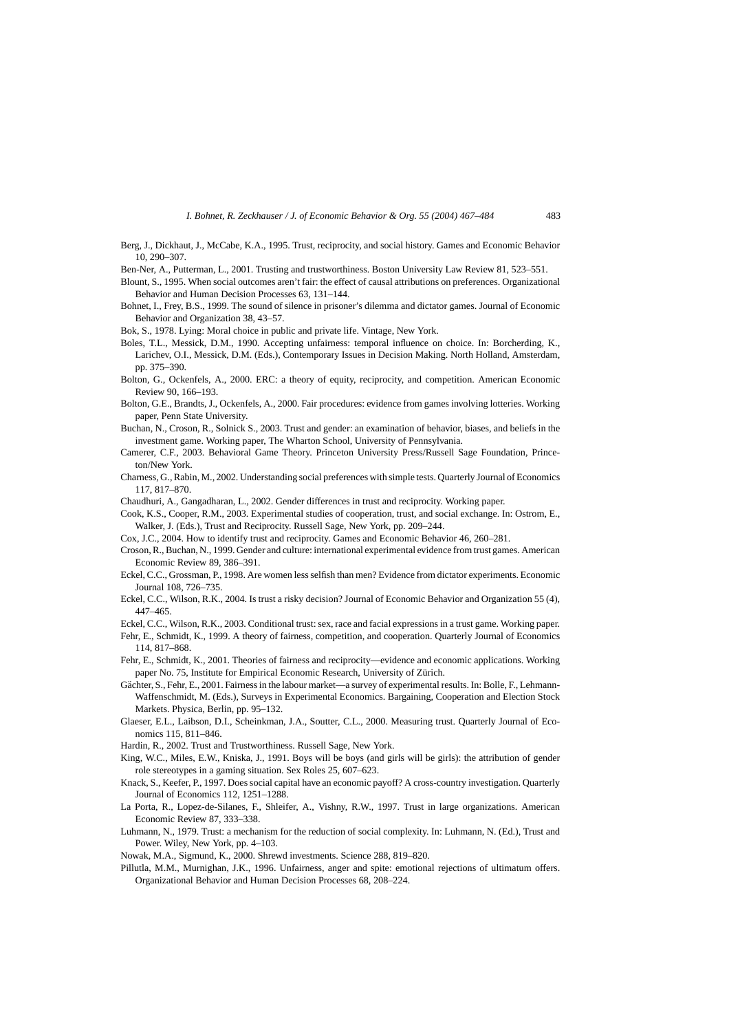Berg, J., Dickhaut, J., McCabe, K.A., 1995. Trust, reciprocity, and social history. Games and Economic Behavior 10, 290–307.

Ben-Ner, A., Putterman, L., 2001. Trusting and trustworthiness. Boston University Law Review 81, 523–551.

Blount, S., 1995. When social outcomes aren't fair: the effect of causal attributions on preferences. Organizational Behavior and Human Decision Processes 63, 131–144.

Bohnet, I., Frey, B.S., 1999. The sound of silence in prisoner's dilemma and dictator games. Journal of Economic Behavior and Organization 38, 43–57.

Bok, S., 1978. Lying: Moral choice in public and private life. Vintage, New York.

Boles, T.L., Messick, D.M., 1990. Accepting unfairness: temporal influence on choice. In: Borcherding, K., Larichev, O.I., Messick, D.M. (Eds.), Contemporary Issues in Decision Making. North Holland, Amsterdam, pp. 375–390.

Bolton, G., Ockenfels, A., 2000. ERC: a theory of equity, reciprocity, and competition. American Economic Review 90, 166–193.

Bolton, G.E., Brandts, J., Ockenfels, A., 2000. Fair procedures: evidence from games involving lotteries. Working paper, Penn State University.

Buchan, N., Croson, R., Solnick S., 2003. Trust and gender: an examination of behavior, biases, and beliefs in the investment game. Working paper, The Wharton School, University of Pennsylvania.

Camerer, C.F., 2003. Behavioral Game Theory. Princeton University Press/Russell Sage Foundation, Princeton/New York.

Charness, G., Rabin, M., 2002. Understanding social preferences with simple tests. Quarterly Journal of Economics 117, 817–870.

Chaudhuri, A., Gangadharan, L., 2002. Gender differences in trust and reciprocity. Working paper.

Cook, K.S., Cooper, R.M., 2003. Experimental studies of cooperation, trust, and social exchange. In: Ostrom, E., Walker, J. (Eds.), Trust and Reciprocity. Russell Sage, New York, pp. 209–244.

Cox, J.C., 2004. How to identify trust and reciprocity. Games and Economic Behavior 46, 260–281.

Croson, R., Buchan, N., 1999. Gender and culture: international experimental evidence from trust games. American Economic Review 89, 386–391.

Eckel, C.C., Grossman, P., 1998. Are women less selfish than men? Evidence from dictator experiments. Economic Journal 108, 726–735.

Eckel, C.C., Wilson, R.K., 2004. Is trust a risky decision? Journal of Economic Behavior and Organization 55 (4), 447–465.

Eckel, C.C., Wilson, R.K., 2003. Conditional trust: sex, race and facial expressions in a trust game. Working paper.

Fehr, E., Schmidt, K., 1999. A theory of fairness, competition, and cooperation. Quarterly Journal of Economics 114, 817–868.

Fehr, E., Schmidt, K., 2001. Theories of fairness and reciprocity—evidence and economic applications. Working paper No. 75, Institute for Empirical Economic Research, University of Zürich.

Gächter, S., Fehr, E., 2001. Fairness in the labour market—a survey of experimental results. In: Bolle, F., Lehmann-Waffenschmidt, M. (Eds.), Surveys in Experimental Economics. Bargaining, Cooperation and Election Stock Markets. Physica, Berlin, pp. 95–132.

Glaeser, E.L., Laibson, D.I., Scheinkman, J.A., Soutter, C.L., 2000. Measuring trust. Quarterly Journal of Economics 115, 811–846.

Hardin, R., 2002. Trust and Trustworthiness. Russell Sage, New York.

King, W.C., Miles, E.W., Kniska, J., 1991. Boys will be boys (and girls will be girls): the attribution of gender role stereotypes in a gaming situation. Sex Roles 25, 607–623.

Knack, S., Keefer, P., 1997. Does social capital have an economic payoff? A cross-country investigation. Quarterly Journal of Economics 112, 1251–1288.

La Porta, R., Lopez-de-Silanes, F., Shleifer, A., Vishny, R.W., 1997. Trust in large organizations. American Economic Review 87, 333–338.

Luhmann, N., 1979. Trust: a mechanism for the reduction of social complexity. In: Luhmann, N. (Ed.), Trust and Power. Wiley, New York, pp. 4–103.

Nowak, M.A., Sigmund, K., 2000. Shrewd investments. Science 288, 819–820.

Pillutla, M.M., Murnighan, J.K., 1996. Unfairness, anger and spite: emotional rejections of ultimatum offers. Organizational Behavior and Human Decision Processes 68, 208–224.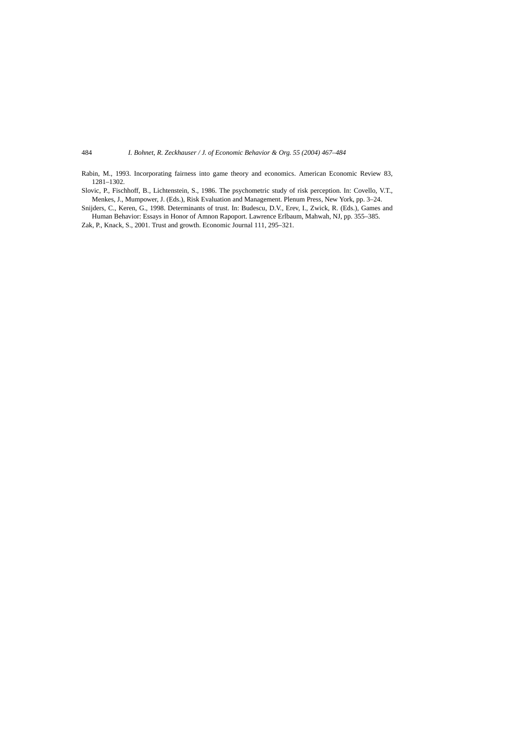Rabin, M., 1993. Incorporating fairness into game theory and economics. American Economic Review 83, 1281–1302.

Slovic, P., Fischhoff, B., Lichtenstein, S., 1986. The psychometric study of risk perception. In: Covello, V.T., Menkes, J., Mumpower, J. (Eds.), Risk Evaluation and Management. Plenum Press, New York, pp. 3–24.

Snijders, C., Keren, G., 1998. Determinants of trust. In: Budescu, D.V., Erev, I., Zwick, R. (Eds.), Games and Human Behavior: Essays in Honor of Amnon Rapoport. Lawrence Erlbaum, Mahwah, NJ, pp. 355–385.

Zak, P., Knack, S., 2001. Trust and growth. Economic Journal 111, 295–321.